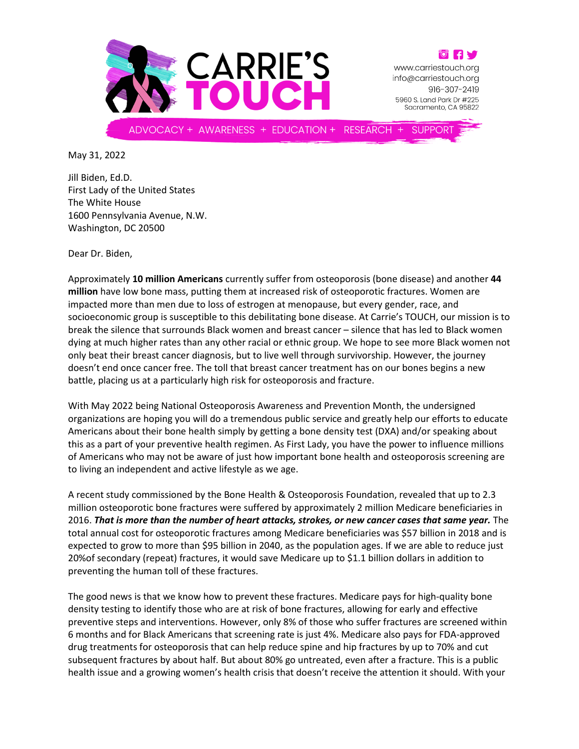# CARRIE'S TOUCH

www.carriestouch.org
info@carriestouch.org
916-307-2419
5960 S. Land Park Dr #225
Sacramento, CA 95822

ADVOCACY + AWARENESS + EDUCATION + RESEARCH + SUPPORT

May 31, 2022

Jill Biden, Ed.D.
First Lady of the United States
The White House
1600 Pennsylvania Avenue, N.W.
Washington, DC 20500

Dear Dr. Biden,

Approximately **10 million Americans** currently suffer from osteoporosis (bone disease) and another **44 million** have low bone mass, putting them at increased risk of osteoporotic fractures. Women are impacted more than men due to loss of estrogen at menopause, but every gender, race, and socioeconomic group is susceptible to this debilitating bone disease. At Carrie's TOUCH, our mission is to break the silence that surrounds Black women and breast cancer – silence that has led to Black women dying at much higher rates than any other racial or ethnic group. We hope to see more Black women not only beat their breast cancer diagnosis, but to live well through survivorship. However, the journey doesn't end once cancer free. The toll that breast cancer treatment has on our bones begins a new battle, placing us at a particularly high risk for osteoporosis and fracture.

With May 2022 being National Osteoporosis Awareness and Prevention Month, the undersigned organizations are hoping you will do a tremendous public service and greatly help our efforts to educate Americans about their bone health simply by getting a bone density test (DXA) and/or speaking about this as a part of your preventive health regimen. As First Lady, you have the power to influence millions of Americans who may not be aware of just how important bone health and osteoporosis screening are to living an independent and active lifestyle as we age.

A recent study commissioned by the Bone Health & Osteoporosis Foundation, revealed that up to 2.3 million osteoporotic bone fractures were suffered by approximately 2 million Medicare beneficiaries in 2016. ***That is more than the number of heart attacks, strokes, or new cancer cases that same year.*** The total annual cost for osteoporotic fractures among Medicare beneficiaries was $57 billion in 2018 and is expected to grow to more than $95 billion in 2040, as the population ages. If we are able to reduce just 20%of secondary (repeat) fractures, it would save Medicare up to $1.1 billion dollars in addition to preventing the human toll of these fractures.

The good news is that we know how to prevent these fractures. Medicare pays for high-quality bone density testing to identify those who are at risk of bone fractures, allowing for early and effective preventive steps and interventions. However, only 8% of those who suffer fractures are screened within 6 months and for Black Americans that screening rate is just 4%. Medicare also pays for FDA-approved drug treatments for osteoporosis that can help reduce spine and hip fractures by up to 70% and cut subsequent fractures by about half. But about 80% go untreated, even after a fracture. This is a public health issue and a growing women's health crisis that doesn't receive the attention it should. With your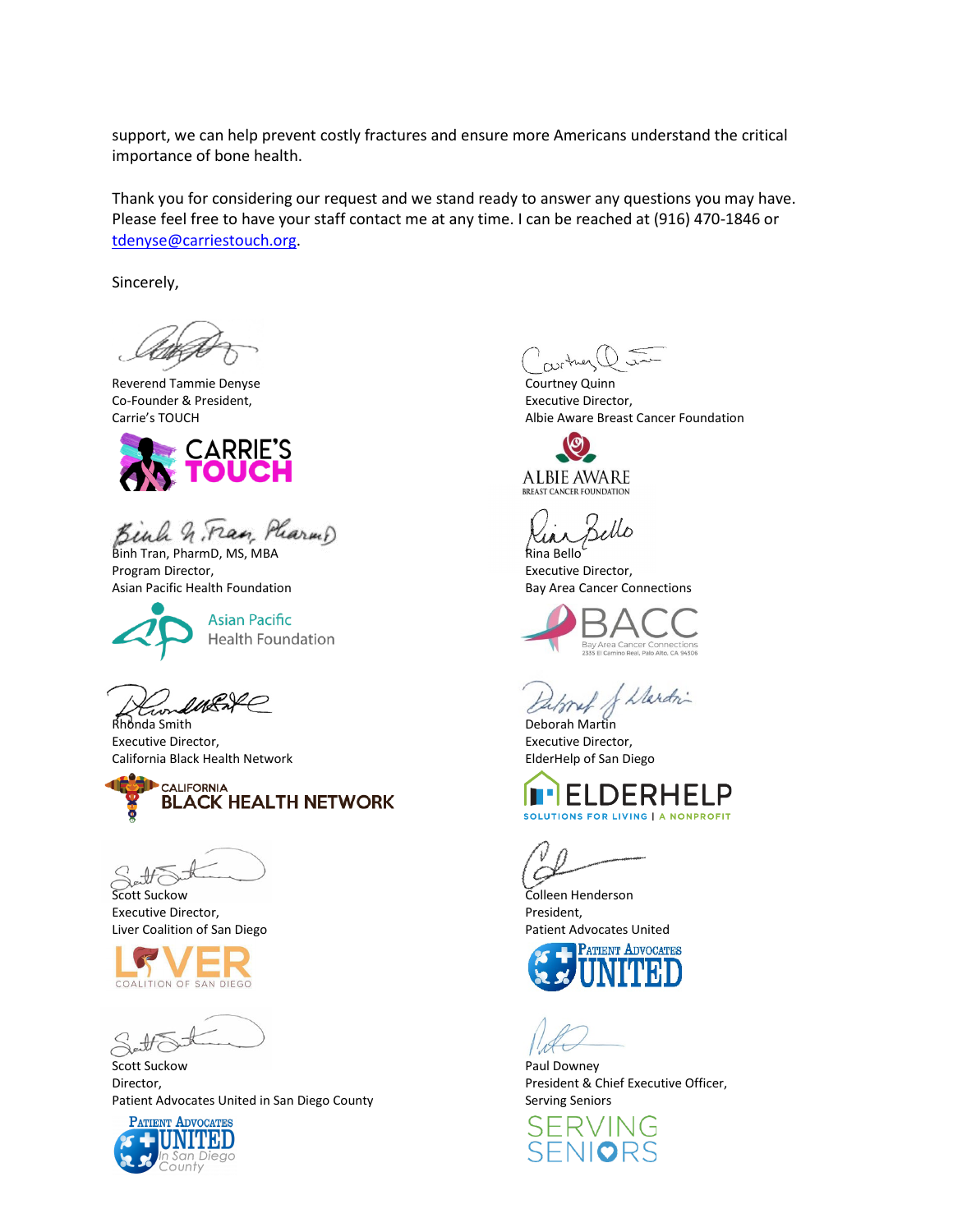support, we can help prevent costly fractures and ensure more Americans understand the critical importance of bone health.

Thank you for considering our request and we stand ready to answer any questions you may have. Please feel free to have your staff contact me at any time. I can be reached at (916) 470-1846 or tdenyse@carriestouch.org.

Sincerely,

Reverend Tammie Denyse
Co-Founder & President,
Carrie's TOUCH

Courtney Quinn
Executive Director,
Albie Aware Breast Cancer Foundation

Binh Tran, PharmD, MS, MBA
Program Director,
Asian Pacific Health Foundation

Rina Bello
Executive Director,
Bay Area Cancer Connections

Rhonda Smith
Executive Director,
California Black Health Network

Deborah Martin
Executive Director,
ElderHelp of San Diego

Scott Suckow
Executive Director,
Liver Coalition of San Diego

Colleen Henderson
President,
Patient Advocates United

Scott Suckow
Director,
Patient Advocates United in San Diego County

Paul Downey
President & Chief Executive Officer,
Serving Seniors